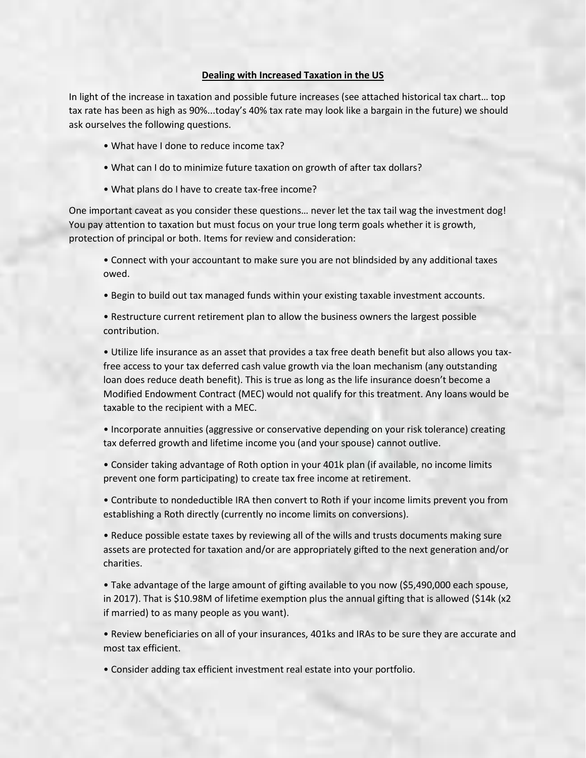# Dealing with Increased Taxation in the US

In light of the increase in taxation and possible future increases (see attached historical tax chart… top tax rate has been as high as 90%...today's 40% tax rate may look like a bargain in the future) we should ask ourselves the following questions.

- What have I done to reduce income tax?
- What can I do to minimize future taxation on growth of after tax dollars?
- What plans do I have to create tax-free income?

One important caveat as you consider these questions… never let the tax tail wag the investment dog! You pay attention to taxation but must focus on your true long term goals whether it is growth, protection of principal or both. Items for review and consideration:

- Connect with your accountant to make sure you are not blindsided by any additional taxes owed.
- Begin to build out tax managed funds within your existing taxable investment accounts.
- Restructure current retirement plan to allow the business owners the largest possible contribution.
- Utilize life insurance as an asset that provides a tax free death benefit but also allows you tax-free access to your tax deferred cash value growth via the loan mechanism (any outstanding loan does reduce death benefit). This is true as long as the life insurance doesn't become a Modified Endowment Contract (MEC) would not qualify for this treatment. Any loans would be taxable to the recipient with a MEC.
- Incorporate annuities (aggressive or conservative depending on your risk tolerance) creating tax deferred growth and lifetime income you (and your spouse) cannot outlive.
- Consider taking advantage of Roth option in your 401k plan (if available, no income limits prevent one form participating) to create tax free income at retirement.
- Contribute to nondeductible IRA then convert to Roth if your income limits prevent you from establishing a Roth directly (currently no income limits on conversions).
- Reduce possible estate taxes by reviewing all of the wills and trusts documents making sure assets are protected for taxation and/or are appropriately gifted to the next generation and/or charities.
- Take advantage of the large amount of gifting available to you now ($5,490,000 each spouse, in 2017). That is $10.98M of lifetime exemption plus the annual gifting that is allowed ($14k (x2 if married) to as many people as you want).
- Review beneficiaries on all of your insurances, 401ks and IRAs to be sure they are accurate and most tax efficient.
- Consider adding tax efficient investment real estate into your portfolio.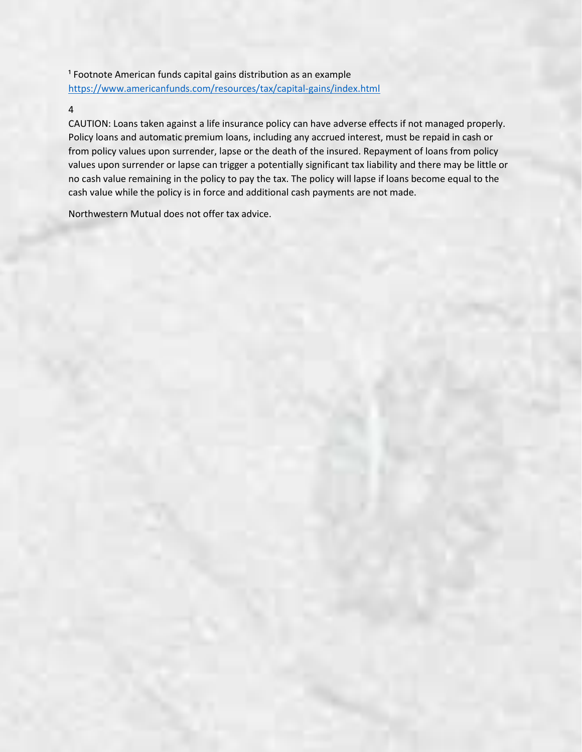[1] Footnote American funds capital gains distribution as an example
https://www.americanfunds.com/resources/tax/capital-gains/index.html

4

CAUTION: Loans taken against a life insurance policy can have adverse effects if not managed properly. Policy loans and automatic premium loans, including any accrued interest, must be repaid in cash or from policy values upon surrender, lapse or the death of the insured. Repayment of loans from policy values upon surrender or lapse can trigger a potentially significant tax liability and there may be little or no cash value remaining in the policy to pay the tax. The policy will lapse if loans become equal to the cash value while the policy is in force and additional cash payments are not made.

Northwestern Mutual does not offer tax advice.